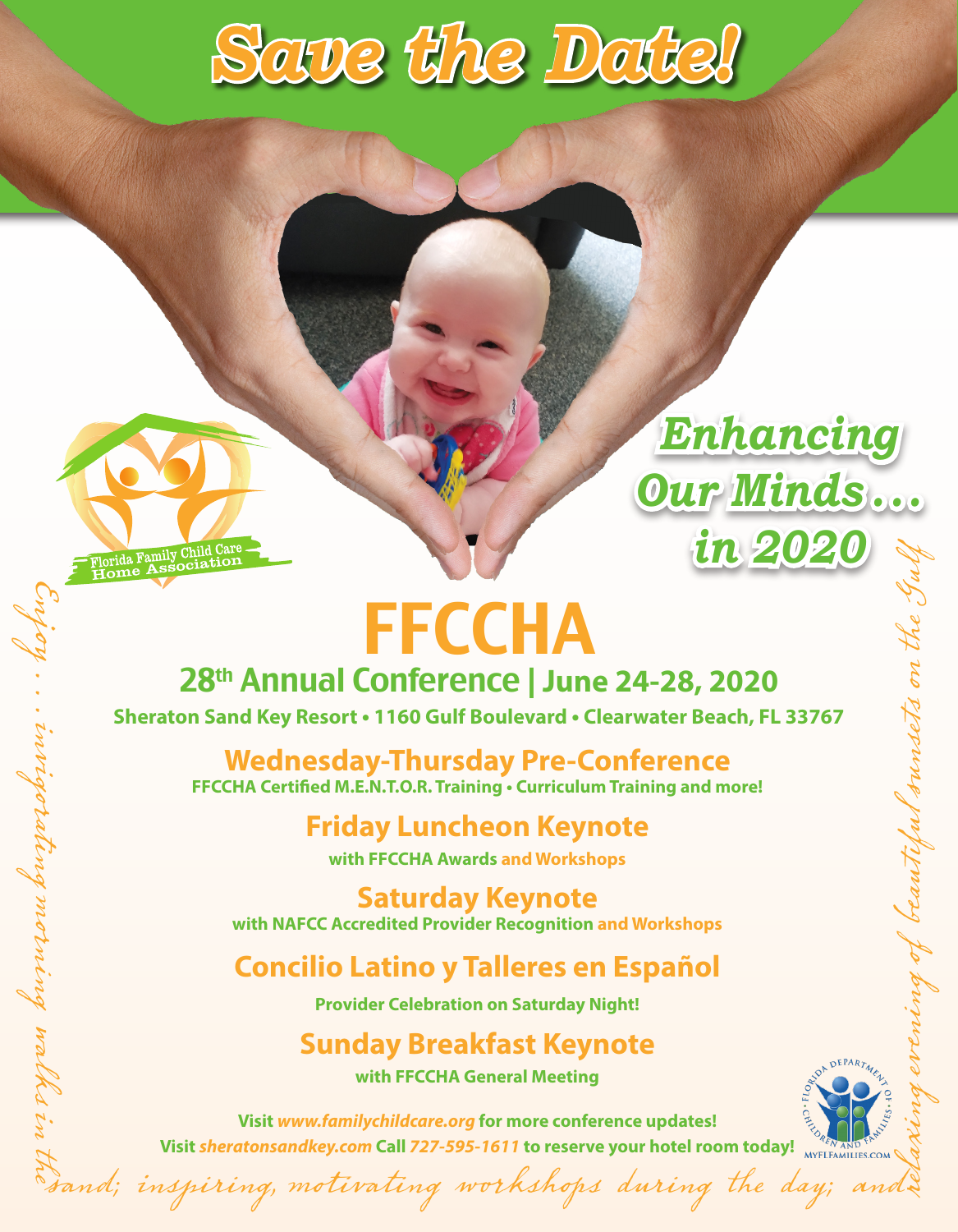# Save the Date!

## Enhancing Our Minds… in 2020

Florida Family Child Care Home Association

# FFCCHA

## 28th Annual Conference | June 24-28, 2020

**Sheraton Sand Key Resort • 1160 Gulf Boulevard • Clearwater Beach, FL 33767**

### Wednesday-Thursday Pre-Conference

**FFCCHA Certified M.E.N.T.O.R. Training • Curriculum Training and more!**

### Friday Luncheon Keynote

**with FFCCHA Awards and Workshops**

### Saturday Keynote

**with NAFCC Accredited Provider Recognition and Workshops**

### Concilio Latino y Talleres en Español

**Provider Celebration on Saturday Night!**

### Sunday Breakfast Keynote

**with FFCCHA General Meeting**

**Visit *www.familychildcare.org* for more conference updates!**

**Visit *sheratonsandkey.com* Call *727-595-1611* to reserve your hotel room today!**

*Enjoy . . . invigorating morning walks in the sand; inspiring, motivating workshops during the day; and relaxing evening of beautiful sunsets on the Gulf*

Florida Department of Children and Families • MYFLFAMILIES.COM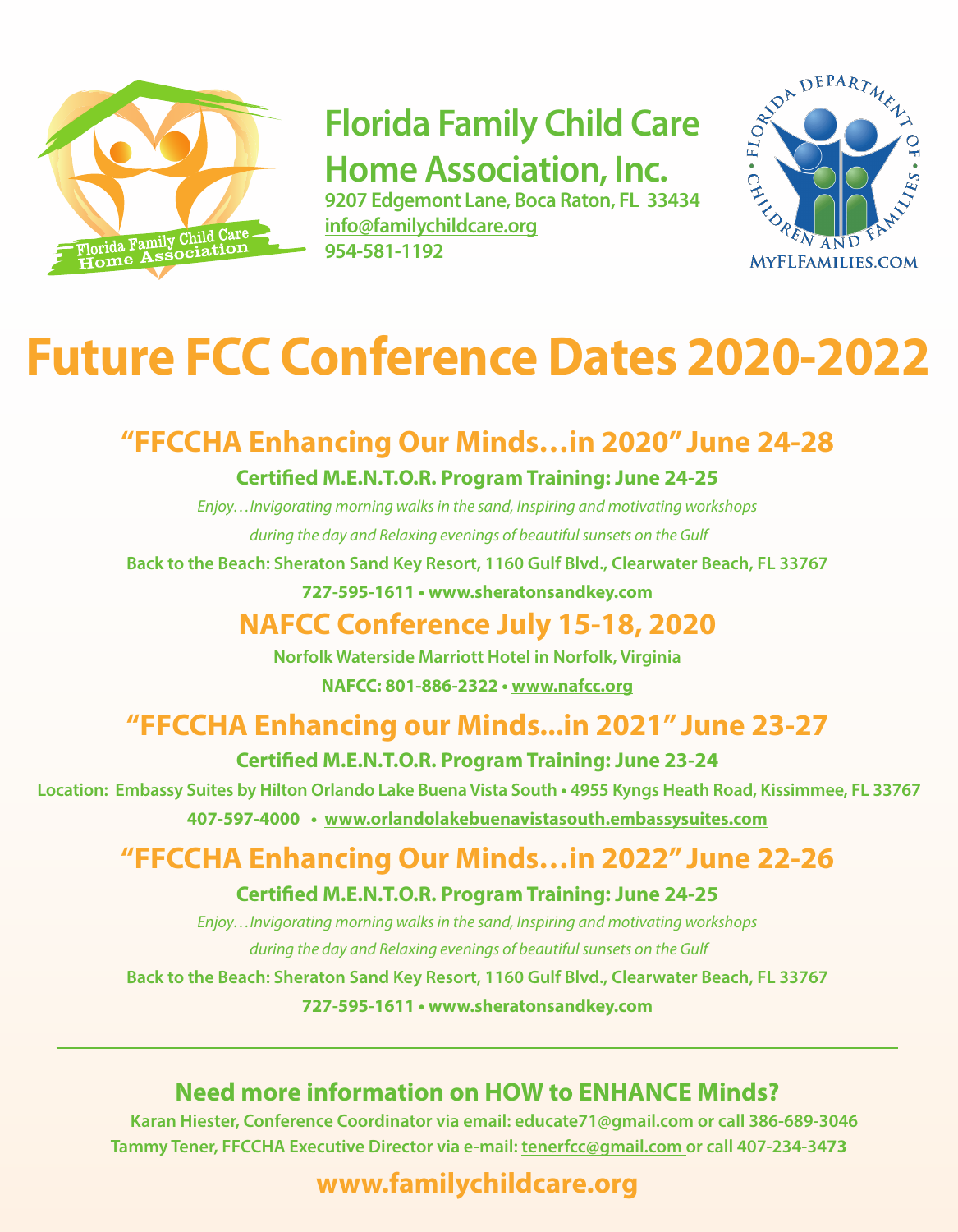Florida Family Child Care Home Association

## Florida Family Child Care Home Association, Inc.

**9207 Edgemont Lane, Boca Raton, FL 33434**
**info@familychildcare.org**
**954-581-1192**

FLORIDA DEPARTMENT OF CHILDREN AND FAMILIES
MyFLFamilies.com

# Future FCC Conference Dates 2020-2022

## "FFCCHA Enhancing Our Minds…in 2020" June 24-28

**Certified M.E.N.T.O.R. Program Training: June 24-25**

*Enjoy…Invigorating morning walks in the sand, Inspiring and motivating workshops during the day and Relaxing evenings of beautiful sunsets on the Gulf*

**Back to the Beach: Sheraton Sand Key Resort, 1160 Gulf Blvd., Clearwater Beach, FL 33767**

**727-595-1611 • www.sheratonsandkey.com**

## NAFCC Conference July 15-18, 2020

**Norfolk Waterside Marriott Hotel in Norfolk, Virginia**

**NAFCC: 801-886-2322 • www.nafcc.org**

## "FFCCHA Enhancing our Minds...in 2021" June 23-27

**Certified M.E.N.T.O.R. Program Training: June 23-24**

**Location: Embassy Suites by Hilton Orlando Lake Buena Vista South • 4955 Kyngs Heath Road, Kissimmee, FL 33767**

**407-597-4000 • www.orlandolakebuenavistasouth.embassysuites.com**

## "FFCCHA Enhancing Our Minds…in 2022" June 22-26

**Certified M.E.N.T.O.R. Program Training: June 24-25**

*Enjoy…Invigorating morning walks in the sand, Inspiring and motivating workshops during the day and Relaxing evenings of beautiful sunsets on the Gulf*

**Back to the Beach: Sheraton Sand Key Resort, 1160 Gulf Blvd., Clearwater Beach, FL 33767**

**727-595-1611 • www.sheratonsandkey.com**

---

### Need more information on HOW to ENHANCE Minds?

**Karan Hiester, Conference Coordinator via email: educate71@gmail.com or call 386-689-3046**
**Tammy Tener, FFCCHA Executive Director via e-mail: tenerfcc@gmail.com or call 407-234-3473**

## www.familychildcare.org